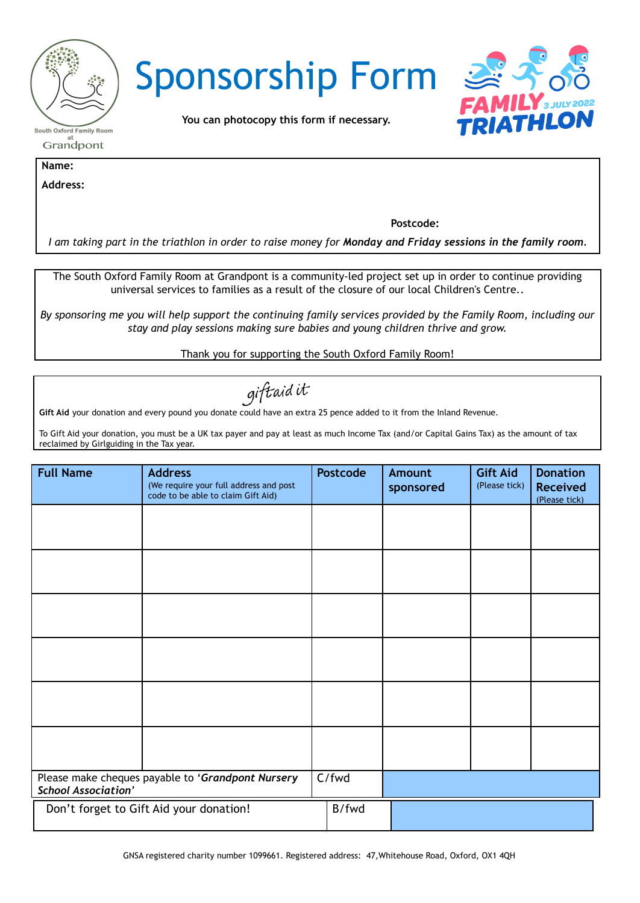South Oxford Family Room at Grandpont

# Sponsorship Form

**You can photocopy this form if necessary.**

FAMILY TRIATHLON 3 JULY 2022

**Name:**

**Address:**

**Postcode:**

*I am taking part in the triathlon in order to raise money for* ***Monday and Friday sessions in the family room****.*

The South Oxford Family Room at Grandpont is a community-led project set up in order to continue providing universal services to families as a result of the closure of our local Children's Centre..

*By sponsoring me you will help support the continuing family services provided by the Family Room, including our stay and play sessions making sure babies and young children thrive and grow.*

Thank you for supporting the South Oxford Family Room!

giftaid it

**Gift Aid** your donation and every pound you donate could have an extra 25 pence added to it from the Inland Revenue.

To Gift Aid your donation, you must be a UK tax payer and pay at least as much Income Tax (and/or Capital Gains Tax) as the amount of tax reclaimed by Girlguiding in the Tax year.

| **Full Name** | **Address** (We require your full address and post code to be able to claim Gift Aid) | **Postcode** | **Amount sponsored** | **Gift Aid** (Please tick) | **Donation Received** (Please tick) |
|---|---|---|---|---|---|
| | | | | | |
| | | | | | |
| | | | | | |
| | | | | | |
| | | | | | |
| | | | | | |
| Please make cheques payable to '***Grandpont Nursery School Association***' | | C/fwd | | | |
| Don't forget to Gift Aid your donation! | | B/fwd | | | |

GNSA registered charity number 1099661. Registered address: 47,Whitehouse Road, Oxford, OX1 4QH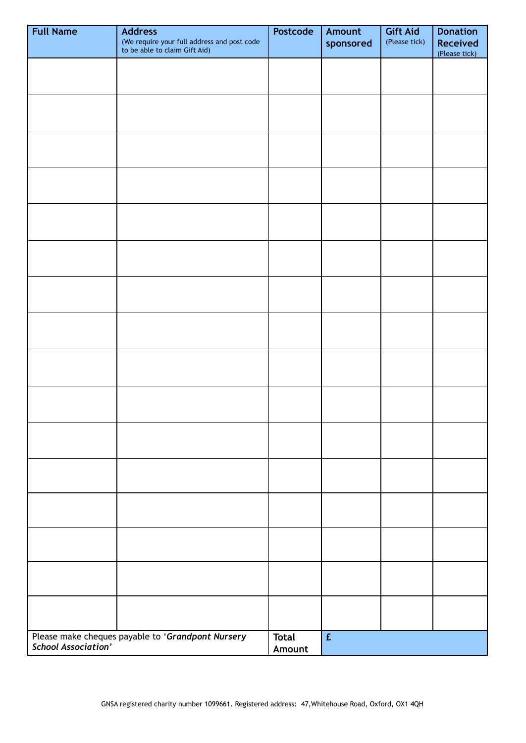| **Full Name** | **Address** (We require your full address and post code to be able to claim Gift Aid) | **Postcode** | **Amount sponsored** | **Gift Aid** (Please tick) | **Donation Received** (Please tick) |
|---|---|---|---|---|---|
| | | | | | |
| | | | | | |
| | | | | | |
| | | | | | |
| | | | | | |
| | | | | | |
| | | | | | |
| | | | | | |
| | | | | | |
| | | | | | |
| | | | | | |
| | | | | | |
| | | | | | |
| | | | | | |
| | | | | | |
| | | | | | |
| Please make cheques payable to '***Grandpont Nursery School Association***' | | **Total Amount** | **£** | | |

GNSA registered charity number 1099661. Registered address: 47,Whitehouse Road, Oxford, OX1 4QH